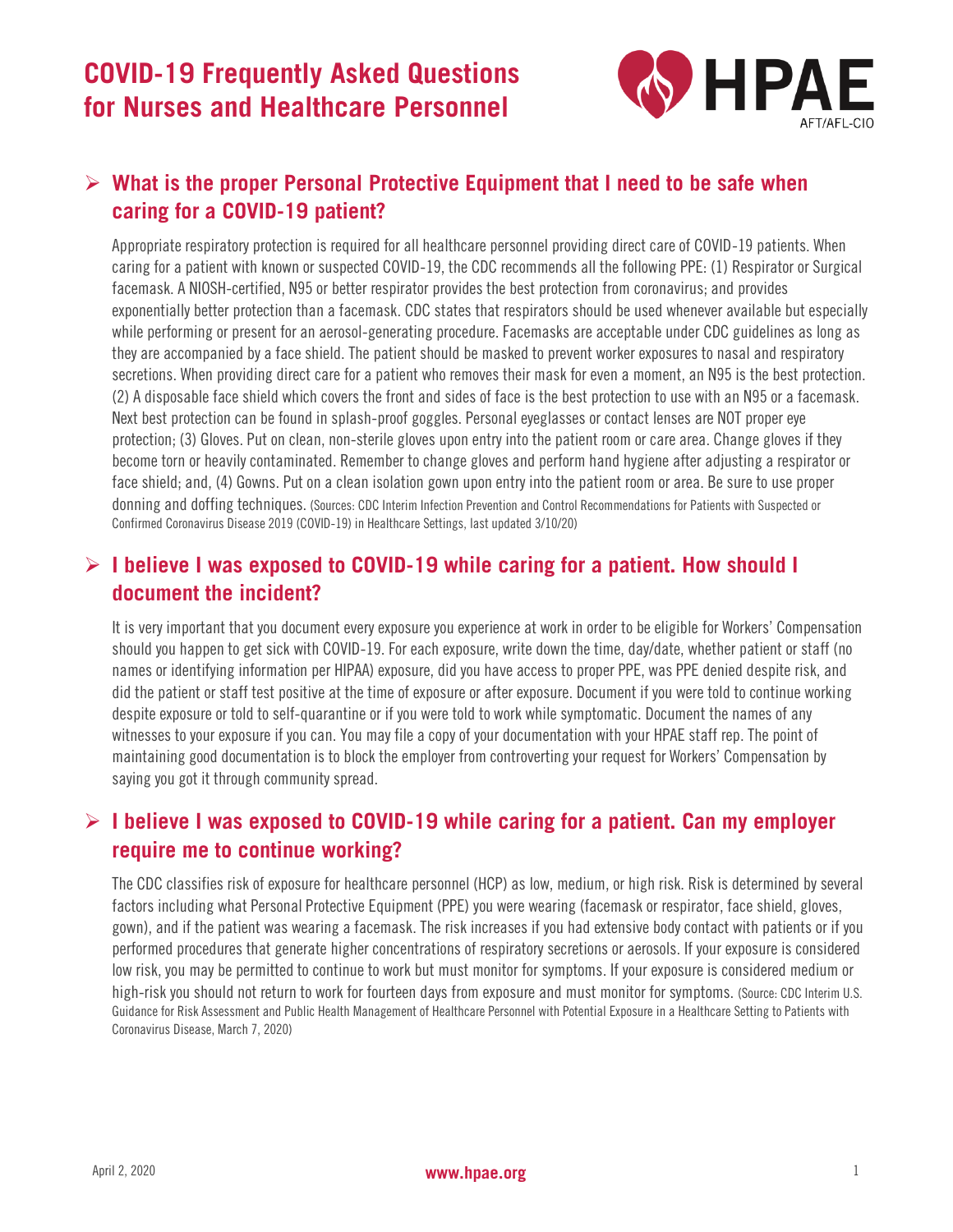# COVID-19 Frequently Asked Questions for Nurses and Healthcare Personnel

HPAE AFT/AFL-CIO

## What is the proper Personal Protective Equipment that I need to be safe when caring for a COVID-19 patient?

Appropriate respiratory protection is required for all healthcare personnel providing direct care of COVID-19 patients. When caring for a patient with known or suspected COVID-19, the CDC recommends all the following PPE: (1) Respirator or Surgical facemask. A NIOSH-certified, N95 or better respirator provides the best protection from coronavirus; and provides exponentially better protection than a facemask. CDC states that respirators should be used whenever available but especially while performing or present for an aerosol-generating procedure. Facemasks are acceptable under CDC guidelines as long as they are accompanied by a face shield. The patient should be masked to prevent worker exposures to nasal and respiratory secretions. When providing direct care for a patient who removes their mask for even a moment, an N95 is the best protection. (2) A disposable face shield which covers the front and sides of face is the best protection to use with an N95 or a facemask. Next best protection can be found in splash-proof goggles. Personal eyeglasses or contact lenses are NOT proper eye protection; (3) Gloves. Put on clean, non-sterile gloves upon entry into the patient room or care area. Change gloves if they become torn or heavily contaminated. Remember to change gloves and perform hand hygiene after adjusting a respirator or face shield; and, (4) Gowns. Put on a clean isolation gown upon entry into the patient room or area. Be sure to use proper donning and doffing techniques. (Sources: CDC Interim Infection Prevention and Control Recommendations for Patients with Suspected or Confirmed Coronavirus Disease 2019 (COVID-19) in Healthcare Settings, last updated 3/10/20)

## I believe I was exposed to COVID-19 while caring for a patient. How should I document the incident?

It is very important that you document every exposure you experience at work in order to be eligible for Workers' Compensation should you happen to get sick with COVID-19. For each exposure, write down the time, day/date, whether patient or staff (no names or identifying information per HIPAA) exposure, did you have access to proper PPE, was PPE denied despite risk, and did the patient or staff test positive at the time of exposure or after exposure. Document if you were told to continue working despite exposure or told to self-quarantine or if you were told to work while symptomatic. Document the names of any witnesses to your exposure if you can. You may file a copy of your documentation with your HPAE staff rep. The point of maintaining good documentation is to block the employer from controverting your request for Workers' Compensation by saying you got it through community spread.

## I believe I was exposed to COVID-19 while caring for a patient. Can my employer require me to continue working?

The CDC classifies risk of exposure for healthcare personnel (HCP) as low, medium, or high risk. Risk is determined by several factors including what Personal Protective Equipment (PPE) you were wearing (facemask or respirator, face shield, gloves, gown), and if the patient was wearing a facemask. The risk increases if you had extensive body contact with patients or if you performed procedures that generate higher concentrations of respiratory secretions or aerosols. If your exposure is considered low risk, you may be permitted to continue to work but must monitor for symptoms. If your exposure is considered medium or high-risk you should not return to work for fourteen days from exposure and must monitor for symptoms. (Source: CDC Interim U.S. Guidance for Risk Assessment and Public Health Management of Healthcare Personnel with Potential Exposure in a Healthcare Setting to Patients with Coronavirus Disease, March 7, 2020)

April 2, 2020 www.hpae.org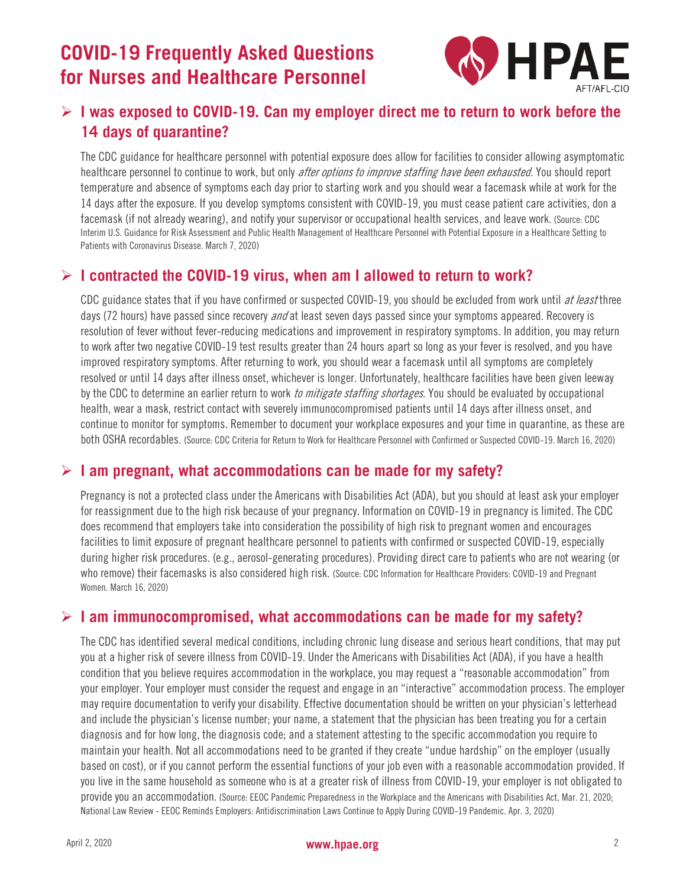# COVID-19 Frequently Asked Questions for Nurses and Healthcare Personnel

## ➢ I was exposed to COVID-19. Can my employer direct me to return to work before the 14 days of quarantine?

The CDC guidance for healthcare personnel with potential exposure does allow for facilities to consider allowing asymptomatic healthcare personnel to continue to work, but only *after options to improve staffing have been exhausted*. You should report temperature and absence of symptoms each day prior to starting work and you should wear a facemask while at work for the 14 days after the exposure. If you develop symptoms consistent with COVID-19, you must cease patient care activities, don a facemask (if not already wearing), and notify your supervisor or occupational health services, and leave work. (Source: CDC Interim U.S. Guidance for Risk Assessment and Public Health Management of Healthcare Personnel with Potential Exposure in a Healthcare Setting to Patients with Coronavirus Disease. March 7, 2020)

## ➢ I contracted the COVID-19 virus, when am I allowed to return to work?

CDC guidance states that if you have confirmed or suspected COVID-19, you should be excluded from work until *at least* three days (72 hours) have passed since recovery *and* at least seven days passed since your symptoms appeared. Recovery is resolution of fever without fever-reducing medications and improvement in respiratory symptoms. In addition, you may return to work after two negative COVID-19 test results greater than 24 hours apart so long as your fever is resolved, and you have improved respiratory symptoms. After returning to work, you should wear a facemask until all symptoms are completely resolved or until 14 days after illness onset, whichever is longer. Unfortunately, healthcare facilities have been given leeway by the CDC to determine an earlier return to work *to mitigate staffing shortages*. You should be evaluated by occupational health, wear a mask, restrict contact with severely immunocompromised patients until 14 days after illness onset, and continue to monitor for symptoms. Remember to document your workplace exposures and your time in quarantine, as these are both OSHA recordables. (Source: CDC Criteria for Return to Work for Healthcare Personnel with Confirmed or Suspected COVID-19. March 16, 2020)

## ➢ I am pregnant, what accommodations can be made for my safety?

Pregnancy is not a protected class under the Americans with Disabilities Act (ADA), but you should at least ask your employer for reassignment due to the high risk because of your pregnancy. Information on COVID-19 in pregnancy is limited. The CDC does recommend that employers take into consideration the possibility of high risk to pregnant women and encourages facilities to limit exposure of pregnant healthcare personnel to patients with confirmed or suspected COVID-19, especially during higher risk procedures. (e.g., aerosol-generating procedures). Providing direct care to patients who are not wearing (or who remove) their facemasks is also considered high risk. (Source: CDC Information for Healthcare Providers: COVID-19 and Pregnant Women. March 16, 2020)

## ➢ I am immunocompromised, what accommodations can be made for my safety?

The CDC has identified several medical conditions, including chronic lung disease and serious heart conditions, that may put you at a higher risk of severe illness from COVID-19. Under the Americans with Disabilities Act (ADA), if you have a health condition that you believe requires accommodation in the workplace, you may request a "reasonable accommodation" from your employer. Your employer must consider the request and engage in an "interactive" accommodation process. The employer may require documentation to verify your disability. Effective documentation should be written on your physician's letterhead and include the physician's license number; your name, a statement that the physician has been treating you for a certain diagnosis and for how long, the diagnosis code; and a statement attesting to the specific accommodation you require to maintain your health. Not all accommodations need to be granted if they create "undue hardship" on the employer (usually based on cost), or if you cannot perform the essential functions of your job even with a reasonable accommodation provided. If you live in the same household as someone who is at a greater risk of illness from COVID-19, your employer is not obligated to provide you an accommodation. (Source: EEOC Pandemic Preparedness in the Workplace and the Americans with Disabilities Act, Mar. 21, 2020; National Law Review - EEOC Reminds Employers: Antidiscrimination Laws Continue to Apply During COVID-19 Pandemic. Apr. 3, 2020)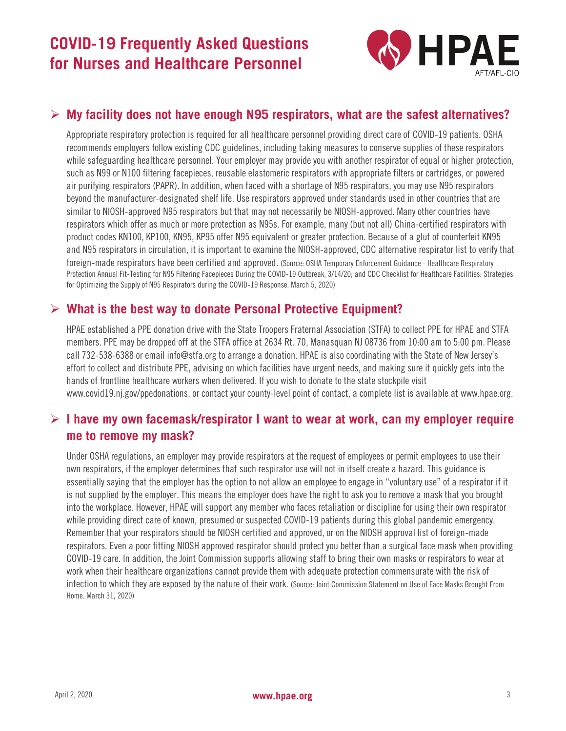# COVID-19 Frequently Asked Questions for Nurses and Healthcare Personnel

## ➢ My facility does not have enough N95 respirators, what are the safest alternatives?

Appropriate respiratory protection is required for all healthcare personnel providing direct care of COVID-19 patients. OSHA recommends employers follow existing CDC guidelines, including taking measures to conserve supplies of these respirators while safeguarding healthcare personnel. Your employer may provide you with another respirator of equal or higher protection, such as N99 or N100 filtering facepieces, reusable elastomeric respirators with appropriate filters or cartridges, or powered air purifying respirators (PAPR). In addition, when faced with a shortage of N95 respirators, you may use N95 respirators beyond the manufacturer-designated shelf life. Use respirators approved under standards used in other countries that are similar to NIOSH-approved N95 respirators but that may not necessarily be NIOSH-approved. Many other countries have respirators which offer as much or more protection as N95s. For example, many (but not all) China-certified respirators with product codes KN100, KP100, KN95, KP95 offer N95 equivalent or greater protection. Because of a glut of counterfeit KN95 and N95 respirators in circulation, it is important to examine the NIOSH-approved, CDC alternative respirator list to verify that foreign-made respirators have been certified and approved. (Source: OSHA Temporary Enforcement Guidance - Healthcare Respiratory Protection Annual Fit-Testing for N95 Filtering Facepieces During the COVID-19 Outbreak, 3/14/20; and CDC Checklist for Healthcare Facilities: Strategies for Optimizing the Supply of N95 Respirators during the COVID-19 Response. March 5, 2020)

## ➢ What is the best way to donate Personal Protective Equipment?

HPAE established a PPE donation drive with the State Troopers Fraternal Association (STFA) to collect PPE for HPAE and STFA members. PPE may be dropped off at the STFA office at 2634 Rt. 70, Manasquan NJ 08736 from 10:00 am to 5:00 pm. Please call 732-538-6388 or email info@stfa.org to arrange a donation. HPAE is also coordinating with the State of New Jersey's effort to collect and distribute PPE, advising on which facilities have urgent needs, and making sure it quickly gets into the hands of frontline healthcare workers when delivered. If you wish to donate to the state stockpile visit www.covid19.nj.gov/ppedonations, or contact your county-level point of contact, a complete list is available at www.hpae.org.

## ➢ I have my own facemask/respirator I want to wear at work, can my employer require me to remove my mask?

Under OSHA regulations, an employer may provide respirators at the request of employees or permit employees to use their own respirators, if the employer determines that such respirator use will not in itself create a hazard. This guidance is essentially saying that the employer has the option to not allow an employee to engage in "voluntary use" of a respirator if it is not supplied by the employer. This means the employer does have the right to ask you to remove a mask that you brought into the workplace. However, HPAE will support any member who faces retaliation or discipline for using their own respirator while providing direct care of known, presumed or suspected COVID-19 patients during this global pandemic emergency. Remember that your respirators should be NIOSH certified and approved, or on the NIOSH approval list of foreign-made respirators. Even a poor fitting NIOSH approved respirator should protect you better than a surgical face mask when providing COVID-19 care. In addition, the Joint Commission supports allowing staff to bring their own masks or respirators to wear at work when their healthcare organizations cannot provide them with adequate protection commensurate with the risk of infection to which they are exposed by the nature of their work. (Source: Joint Commission Statement on Use of Face Masks Brought From Home. March 31, 2020)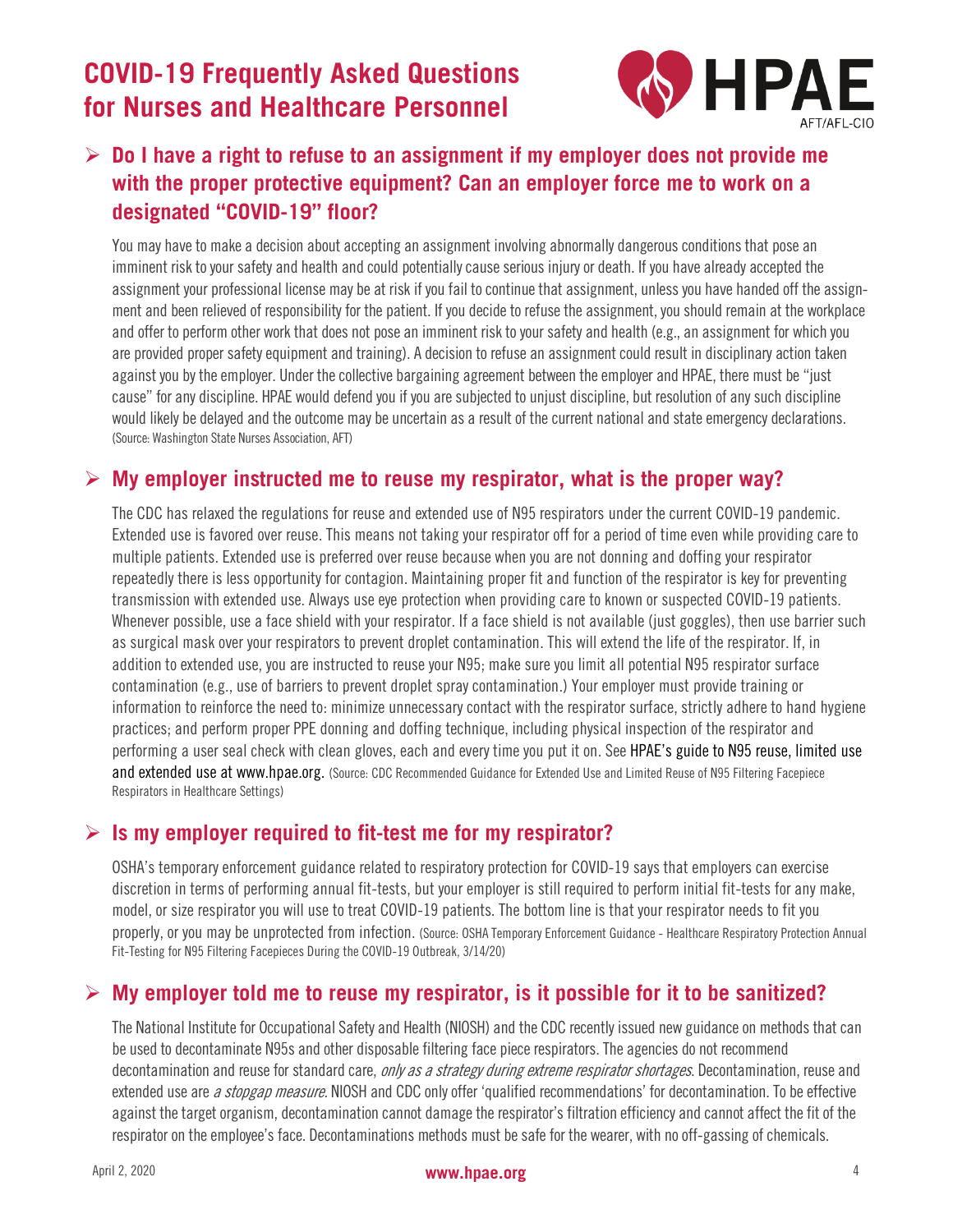# COVID-19 Frequently Asked Questions for Nurses and Healthcare Personnel

## Do I have a right to refuse to an assignment if my employer does not provide me with the proper protective equipment? Can an employer force me to work on a designated "COVID-19" floor?

You may have to make a decision about accepting an assignment involving abnormally dangerous conditions that pose an imminent risk to your safety and health and could potentially cause serious injury or death. If you have already accepted the assignment your professional license may be at risk if you fail to continue that assignment, unless you have handed off the assignment and been relieved of responsibility for the patient. If you decide to refuse the assignment, you should remain at the workplace and offer to perform other work that does not pose an imminent risk to your safety and health (e.g., an assignment for which you are provided proper safety equipment and training). A decision to refuse an assignment could result in disciplinary action taken against you by the employer. Under the collective bargaining agreement between the employer and HPAE, there must be "just cause" for any discipline. HPAE would defend you if you are subjected to unjust discipline, but resolution of any such discipline would likely be delayed and the outcome may be uncertain as a result of the current national and state emergency declarations. (Source: Washington State Nurses Association, AFT)

## My employer instructed me to reuse my respirator, what is the proper way?

The CDC has relaxed the regulations for reuse and extended use of N95 respirators under the current COVID-19 pandemic. Extended use is favored over reuse. This means not taking your respirator off for a period of time even while providing care to multiple patients. Extended use is preferred over reuse because when you are not donning and doffing your respirator repeatedly there is less opportunity for contagion. Maintaining proper fit and function of the respirator is key for preventing transmission with extended use. Always use eye protection when providing care to known or suspected COVID-19 patients. Whenever possible, use a face shield with your respirator. If a face shield is not available (just goggles), then use barrier such as surgical mask over your respirators to prevent droplet contamination. This will extend the life of the respirator. If, in addition to extended use, you are instructed to reuse your N95; make sure you limit all potential N95 respirator surface contamination (e.g., use of barriers to prevent droplet spray contamination.) Your employer must provide training or information to reinforce the need to: minimize unnecessary contact with the respirator surface, strictly adhere to hand hygiene practices; and perform proper PPE donning and doffing technique, including physical inspection of the respirator and performing a user seal check with clean gloves, each and every time you put it on. See HPAE's guide to N95 reuse, limited use and extended use at www.hpae.org. (Source: CDC Recommended Guidance for Extended Use and Limited Reuse of N95 Filtering Facepiece Respirators in Healthcare Settings)

## Is my employer required to fit-test me for my respirator?

OSHA's temporary enforcement guidance related to respiratory protection for COVID-19 says that employers can exercise discretion in terms of performing annual fit-tests, but your employer is still required to perform initial fit-tests for any make, model, or size respirator you will use to treat COVID-19 patients. The bottom line is that your respirator needs to fit you properly, or you may be unprotected from infection. (Source: OSHA Temporary Enforcement Guidance - Healthcare Respiratory Protection Annual Fit-Testing for N95 Filtering Facepieces During the COVID-19 Outbreak, 3/14/20)

## My employer told me to reuse my respirator, is it possible for it to be sanitized?

The National Institute for Occupational Safety and Health (NIOSH) and the CDC recently issued new guidance on methods that can be used to decontaminate N95s and other disposable filtering face piece respirators. The agencies do not recommend decontamination and reuse for standard care, *only as a strategy during extreme respirator shortages*. Decontamination, reuse and extended use are *a stopgap measure*. NIOSH and CDC only offer 'qualified recommendations' for decontamination. To be effective against the target organism, decontamination cannot damage the respirator's filtration efficiency and cannot affect the fit of the respirator on the employee's face. Decontaminations methods must be safe for the wearer, with no off-gassing of chemicals.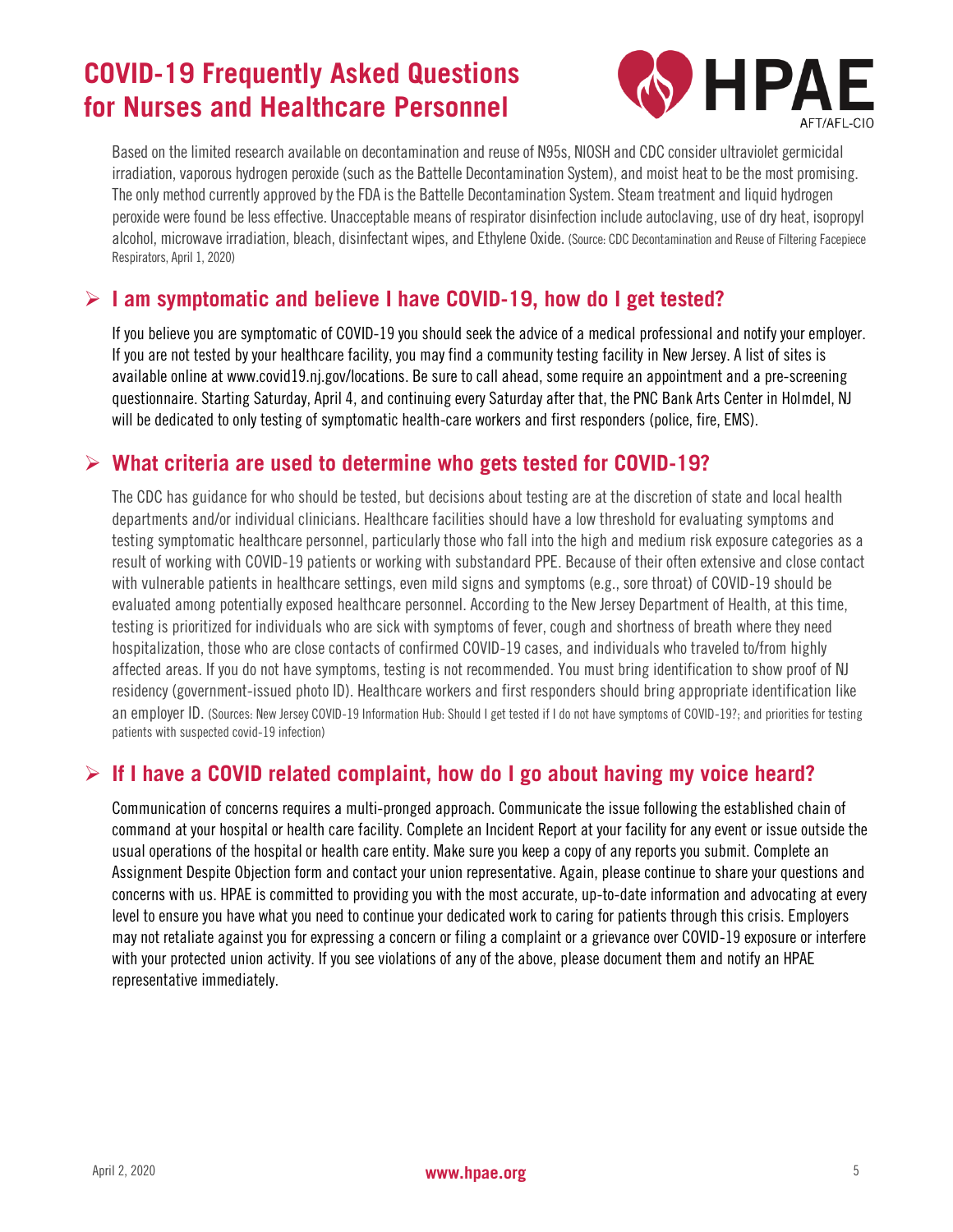Based on the limited research available on decontamination and reuse of N95s, NIOSH and CDC consider ultraviolet germicidal irradiation, vaporous hydrogen peroxide (such as the Battelle Decontamination System), and moist heat to be the most promising. The only method currently approved by the FDA is the Battelle Decontamination System. Steam treatment and liquid hydrogen peroxide were found be less effective. Unacceptable means of respirator disinfection include autoclaving, use of dry heat, isopropyl alcohol, microwave irradiation, bleach, disinfectant wipes, and Ethylene Oxide. (Source: CDC Decontamination and Reuse of Filtering Facepiece Respirators, April 1, 2020)

## I am symptomatic and believe I have COVID-19, how do I get tested?

If you believe you are symptomatic of COVID-19 you should seek the advice of a medical professional and notify your employer. If you are not tested by your healthcare facility, you may find a community testing facility in New Jersey. A list of sites is available online at www.covid19.nj.gov/locations. Be sure to call ahead, some require an appointment and a pre-screening questionnaire. Starting Saturday, April 4, and continuing every Saturday after that, the PNC Bank Arts Center in Holmdel, NJ will be dedicated to only testing of symptomatic health-care workers and first responders (police, fire, EMS).

## What criteria are used to determine who gets tested for COVID-19?

The CDC has guidance for who should be tested, but decisions about testing are at the discretion of state and local health departments and/or individual clinicians. Healthcare facilities should have a low threshold for evaluating symptoms and testing symptomatic healthcare personnel, particularly those who fall into the high and medium risk exposure categories as a result of working with COVID-19 patients or working with substandard PPE. Because of their often extensive and close contact with vulnerable patients in healthcare settings, even mild signs and symptoms (e.g., sore throat) of COVID-19 should be evaluated among potentially exposed healthcare personnel. According to the New Jersey Department of Health, at this time, testing is prioritized for individuals who are sick with symptoms of fever, cough and shortness of breath where they need hospitalization, those who are close contacts of confirmed COVID-19 cases, and individuals who traveled to/from highly affected areas. If you do not have symptoms, testing is not recommended. You must bring identification to show proof of NJ residency (government-issued photo ID). Healthcare workers and first responders should bring appropriate identification like an employer ID. (Sources: New Jersey COVID-19 Information Hub: Should I get tested if I do not have symptoms of COVID-19?; and priorities for testing patients with suspected covid-19 infection)

## If I have a COVID related complaint, how do I go about having my voice heard?

Communication of concerns requires a multi-pronged approach. Communicate the issue following the established chain of command at your hospital or health care facility. Complete an Incident Report at your facility for any event or issue outside the usual operations of the hospital or health care entity. Make sure you keep a copy of any reports you submit. Complete an Assignment Despite Objection form and contact your union representative. Again, please continue to share your questions and concerns with us. HPAE is committed to providing you with the most accurate, up-to-date information and advocating at every level to ensure you have what you need to continue your dedicated work to caring for patients through this crisis. Employers may not retaliate against you for expressing a concern or filing a complaint or a grievance over COVID-19 exposure or interfere with your protected union activity. If you see violations of any of the above, please document them and notify an HPAE representative immediately.